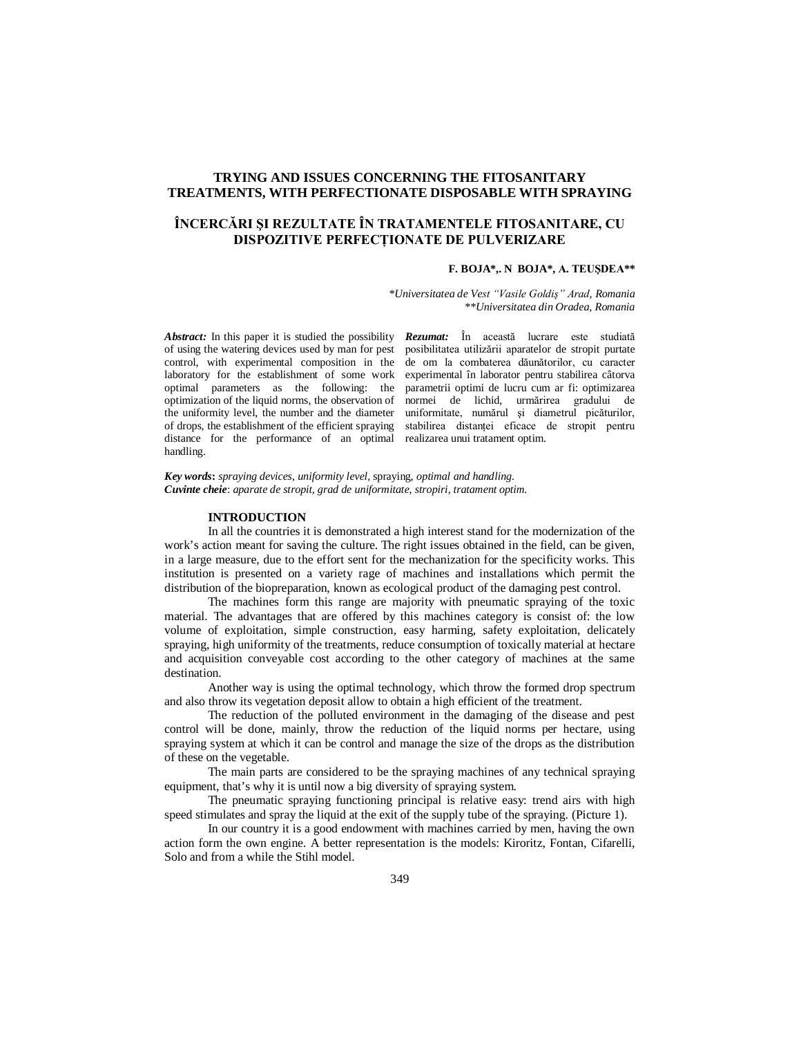# TRYING AND ISSUES CONCERNING THE FITOSANITARY TREATMENTS, WITH PERFECTIONATE DISPOSABLE WITH SPRAYING

# ÎNCERCĂRI ȘI REZULTATE ÎN TRATAMENTELE FITOSANITARE, CU DISPOZITIVE PERFECȚIONATE DE PULVERIZARE

**F. BOJA\*,. N BOJA\*, A. TEUȘDEA\*\***

*\*Universitatea de Vest "Vasile Goldiș" Arad, Romania*
*\*\*Universitatea din Oradea, Romania*

***Abstract:*** In this paper it is studied the possibility of using the watering devices used by man for pest control, with experimental composition in the laboratory for the establishment of some work optimal parameters as the following: the optimization of the liquid norms, the observation of the uniformity level, the number and the diameter of drops, the establishment of the efficient spraying distance for the performance of an optimal handling.

***Rezumat:*** În această lucrare este studiată posibilitatea utilizării aparatelor de stropit purtate de om la combaterea dăunătorilor, cu caracter experimental în laborator pentru stabilirea câtorva parametrii optimi de lucru cum ar fi: optimizarea normei de lichid, urmărirea gradului de uniformitate, numărul și diametrul picăturilor, stabilirea distanței eficace de stropit pentru realizarea unui tratament optim.

***Key words*****:** *spraying devices, uniformity level,* spraying*, optimal and handling.*
***Cuvinte cheie***: *aparate de stropit, grad de uniformitate, stropiri, tratament optim.*

## INTRODUCTION

In all the countries it is demonstrated a high interest stand for the modernization of the work's action meant for saving the culture. The right issues obtained in the field, can be given, in a large measure, due to the effort sent for the mechanization for the specificity works. This institution is presented on a variety rage of machines and installations which permit the distribution of the biopreparation, known as ecological product of the damaging pest control.

The machines form this range are majority with pneumatic spraying of the toxic material. The advantages that are offered by this machines category is consist of: the low volume of exploitation, simple construction, easy harming, safety exploitation, delicately spraying, high uniformity of the treatments, reduce consumption of toxically material at hectare and acquisition conveyable cost according to the other category of machines at the same destination.

Another way is using the optimal technology, which throw the formed drop spectrum and also throw its vegetation deposit allow to obtain a high efficient of the treatment.

The reduction of the polluted environment in the damaging of the disease and pest control will be done, mainly, throw the reduction of the liquid norms per hectare, using spraying system at which it can be control and manage the size of the drops as the distribution of these on the vegetable.

The main parts are considered to be the spraying machines of any technical spraying equipment, that's why it is until now a big diversity of spraying system.

The pneumatic spraying functioning principal is relative easy: trend airs with high speed stimulates and spray the liquid at the exit of the supply tube of the spraying. (Picture 1).

In our country it is a good endowment with machines carried by men, having the own action form the own engine. A better representation is the models: Kiroritz, Fontan, Cifarelli, Solo and from a while the Stihl model.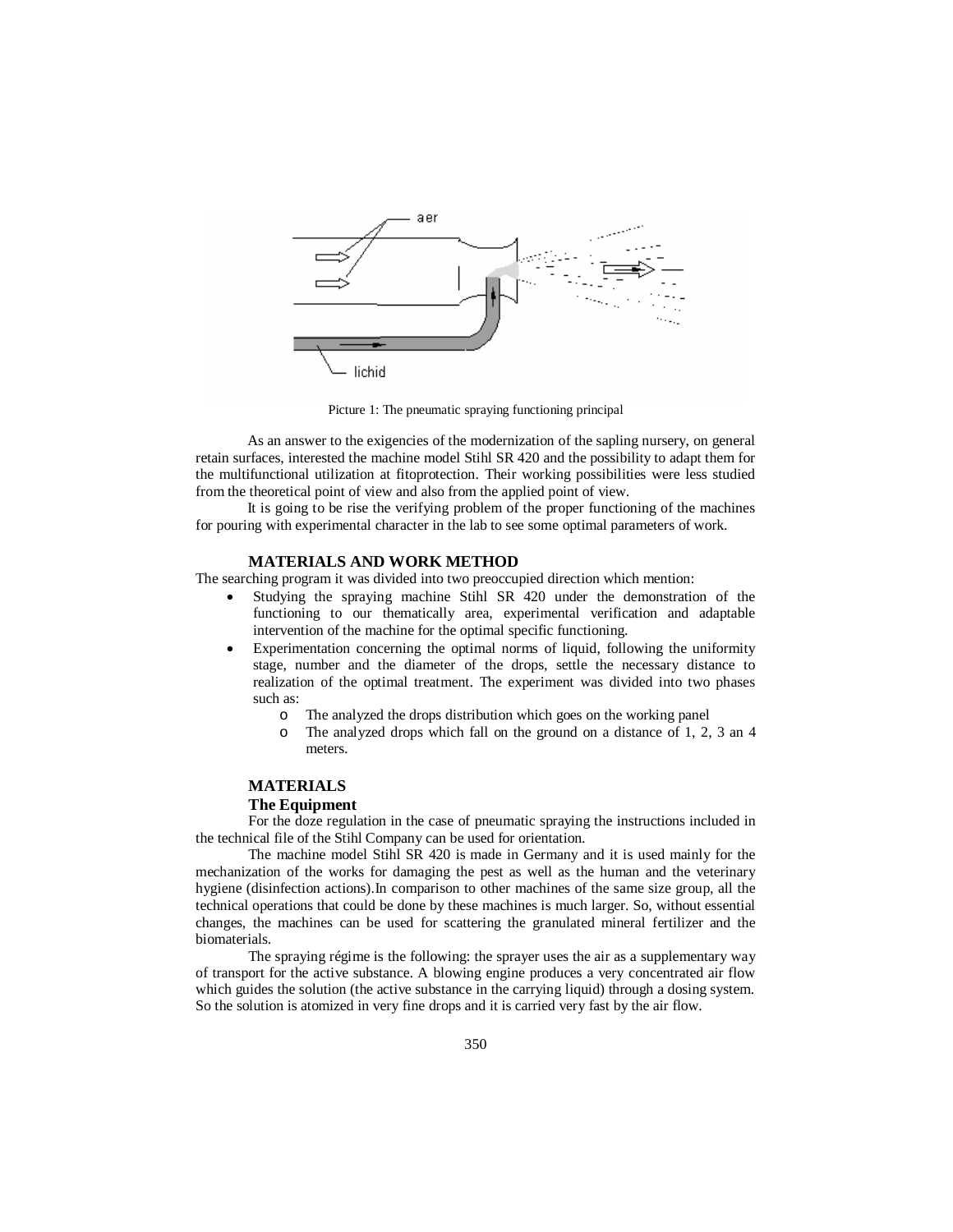Picture 1: The pneumatic spraying functioning principal

As an answer to the exigencies of the modernization of the sapling nursery, on general retain surfaces, interested the machine model Stihl SR 420 and the possibility to adapt them for the multifunctional utilization at fitoprotection. Their working possibilities were less studied from the theoretical point of view and also from the applied point of view.

It is going to be rise the verifying problem of the proper functioning of the machines for pouring with experimental character in the lab to see some optimal parameters of work.

## MATERIALS AND WORK METHOD

The searching program it was divided into two preoccupied direction which mention:

- Studying the spraying machine Stihl SR 420 under the demonstration of the functioning to our thematically area, experimental verification and adaptable intervention of the machine for the optimal specific functioning.
- Experimentation concerning the optimal norms of liquid, following the uniformity stage, number and the diameter of the drops, settle the necessary distance to realization of the optimal treatment. The experiment was divided into two phases such as:
    - The analyzed the drops distribution which goes on the working panel
    - The analyzed drops which fall on the ground on a distance of 1, 2, 3 an 4 meters.

## MATERIALS

### The Equipment

For the doze regulation in the case of pneumatic spraying the instructions included in the technical file of the Stihl Company can be used for orientation.

The machine model Stihl SR 420 is made in Germany and it is used mainly for the mechanization of the works for damaging the pest as well as the human and the veterinary hygiene (disinfection actions).In comparison to other machines of the same size group, all the technical operations that could be done by these machines is much larger. So, without essential changes, the machines can be used for scattering the granulated mineral fertilizer and the biomaterials.

The spraying régime is the following: the sprayer uses the air as a supplementary way of transport for the active substance. A blowing engine produces a very concentrated air flow which guides the solution (the active substance in the carrying liquid) through a dosing system. So the solution is atomized in very fine drops and it is carried very fast by the air flow.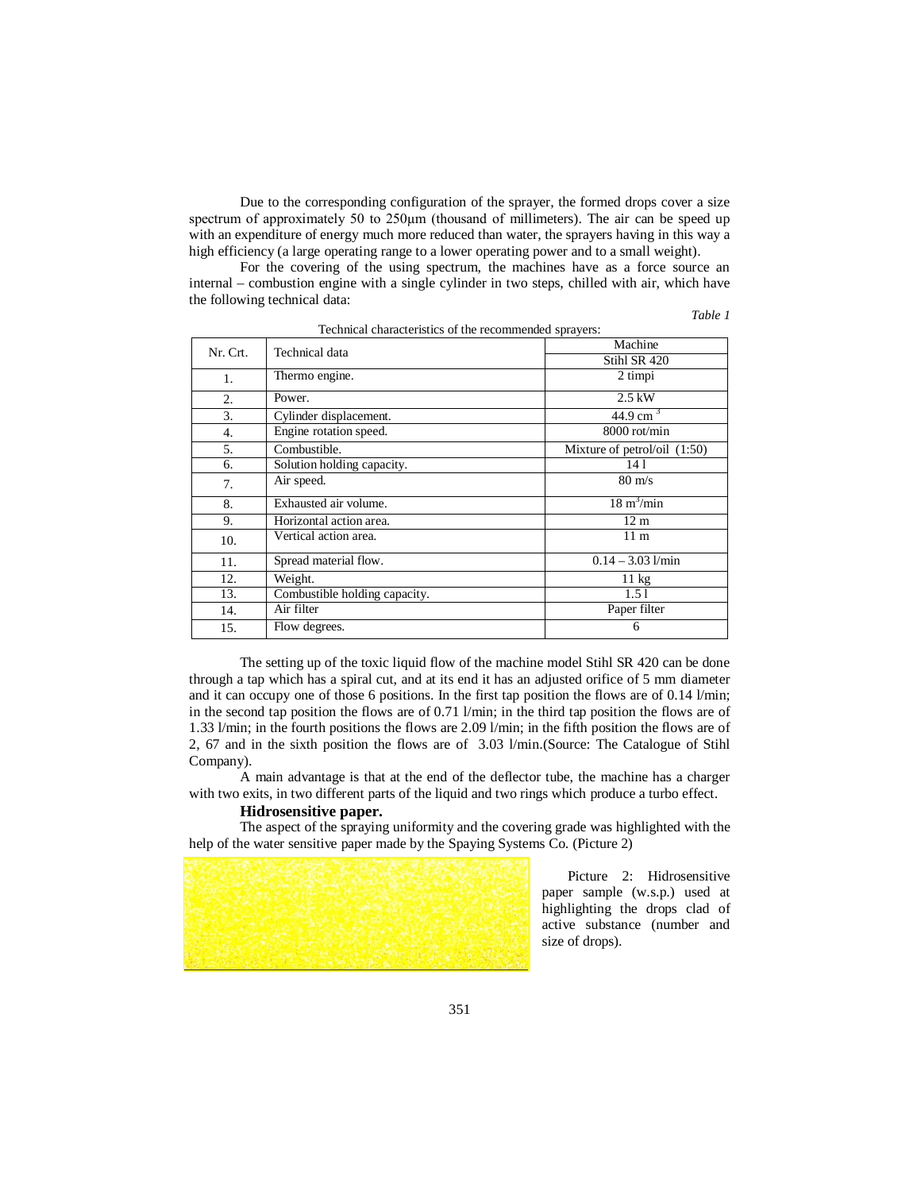Due to the corresponding configuration of the sprayer, the formed drops cover a size spectrum of approximately 50 to 250μm (thousand of millimeters). The air can be speed up with an expenditure of energy much more reduced than water, the sprayers having in this way a high efficiency (a large operating range to a lower operating power and to a small weight).

For the covering of the using spectrum, the machines have as a force source an internal – combustion engine with a single cylinder in two steps, chilled with air, which have the following technical data:

*Table 1*

Technical characteristics of the recommended sprayers:

| Nr. Crt. | Technical data | Machine |
|---|---|---|
| | | Stihl SR 420 |
| 1. | Thermo engine. | 2 timpi |
| 2. | Power. | 2.5 kW |
| 3. | Cylinder displacement. | 44.9 $cm^3$ |
| 4. | Engine rotation speed. | 8000 rot/min |
| 5. | Combustible. | Mixture of petrol/oil (1:50) |
| 6. | Solution holding capacity. | 14 l |
| 7. | Air speed. | 80 m/s |
| 8. | Exhausted air volume. | 18 $m^3$/min |
| 9. | Horizontal action area. | 12 m |
| 10. | Vertical action area. | 11 m |
| 11. | Spread material flow. | 0.14 – 3.03 l/min |
| 12. | Weight. | 11 kg |
| 13. | Combustible holding capacity. | 1.5 l |
| 14. | Air filter | Paper filter |
| 15. | Flow degrees. | 6 |

The setting up of the toxic liquid flow of the machine model Stihl SR 420 can be done through a tap which has a spiral cut, and at its end it has an adjusted orifice of 5 mm diameter and it can occupy one of those 6 positions. In the first tap position the flows are of 0.14 l/min; in the second tap position the flows are of 0.71 l/min; in the third tap position the flows are of 1.33 l/min; in the fourth positions the flows are 2.09 l/min; in the fifth position the flows are of 2, 67 and in the sixth position the flows are of 3.03 l/min.(Source: The Catalogue of Stihl Company).

A main advantage is that at the end of the deflector tube, the machine has a charger with two exits, in two different parts of the liquid and two rings which produce a turbo effect.

**Hidrosensitive paper.**

The aspect of the spraying uniformity and the covering grade was highlighted with the help of the water sensitive paper made by the Spaying Systems Co. (Picture 2)

Picture 2: Hidrosensitive paper sample (w.s.p.) used at highlighting the drops clad of active substance (number and size of drops).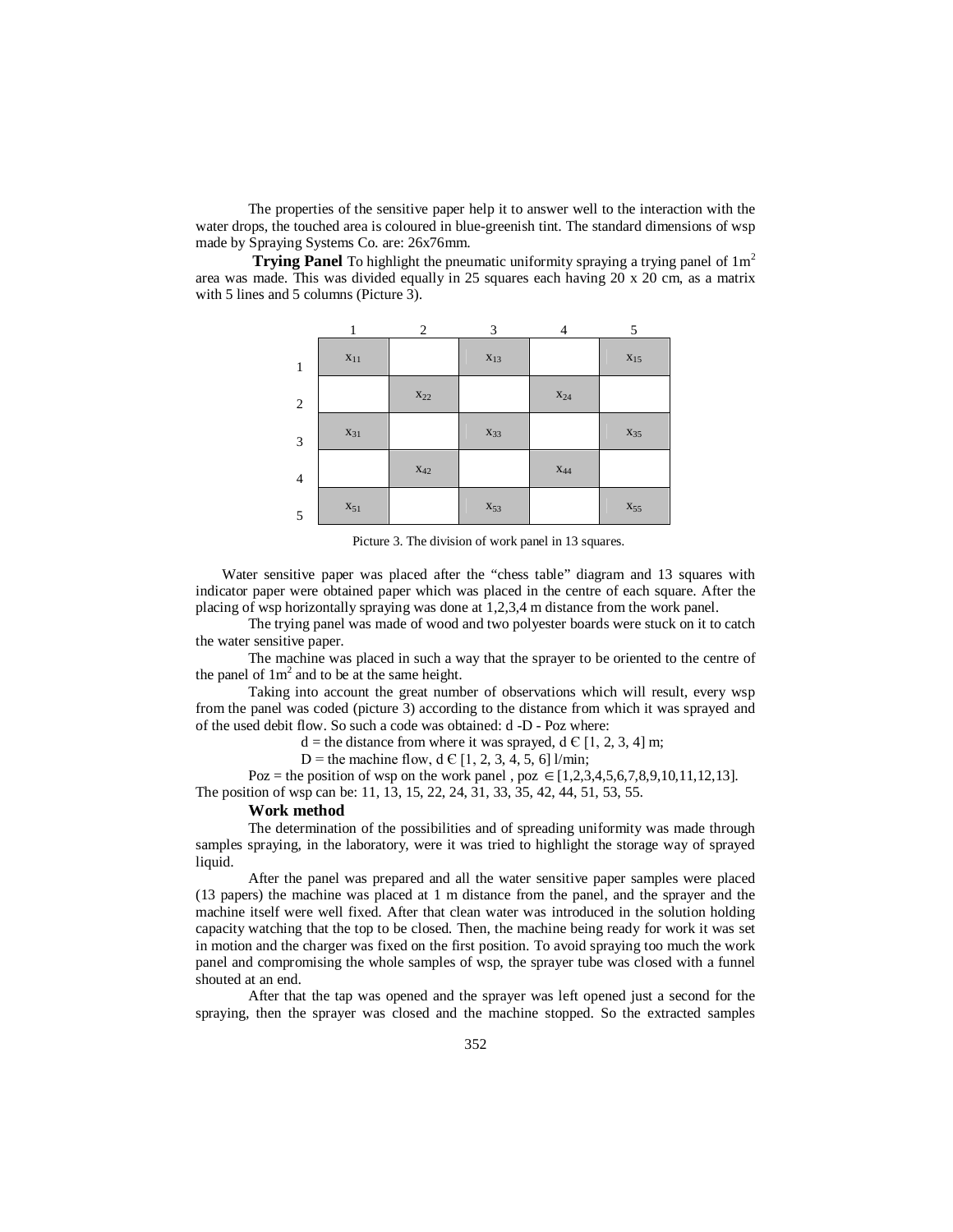The properties of the sensitive paper help it to answer well to the interaction with the water drops, the touched area is coloured in blue-greenish tint. The standard dimensions of wsp made by Spraying Systems Co. are: 26x76mm.

**Trying Panel** To highlight the pneumatic uniformity spraying a trying panel of 1m$^2$ area was made. This was divided equally in 25 squares each having 20 x 20 cm, as a matrix with 5 lines and 5 columns (Picture 3).

|   | 1 | 2 | 3 | 4 | 5 |
|---|---|---|---|---|---|
| 1 | $x_{11}$ |  | $x_{13}$ |  | $x_{15}$ |
| 2 |  | $x_{22}$ |  | $x_{24}$ |  |
| 3 | $x_{31}$ |  | $x_{33}$ |  | $x_{35}$ |
| 4 |  | $x_{42}$ |  | $x_{44}$ |  |
| 5 | $x_{51}$ |  | $x_{53}$ |  | $x_{55}$ |

Picture 3. The division of work panel in 13 squares.

Water sensitive paper was placed after the “chess table” diagram and 13 squares with indicator paper were obtained paper which was placed in the centre of each square. After the placing of wsp horizontally spraying was done at 1,2,3,4 m distance from the work panel.

The trying panel was made of wood and two polyester boards were stuck on it to catch the water sensitive paper.

The machine was placed in such a way that the sprayer to be oriented to the centre of the panel of 1m$^2$ and to be at the same height.

Taking into account the great number of observations which will result, every wsp from the panel was coded (picture 3) according to the distance from which it was sprayed and of the used debit flow. So such a code was obtained: d -D - Poz where:

d = the distance from where it was sprayed, d Є [1, 2, 3, 4] m;

D = the machine flow, d Є [1, 2, 3, 4, 5, 6] l/min;

Poz = the position of wsp on the work panel , poz $\in$ [1,2,3,4,5,6,7,8,9,10,11,12,13]. The position of wsp can be: 11, 13, 15, 22, 24, 31, 33, 35, 42, 44, 51, 53, 55.

**Work method**

The determination of the possibilities and of spreading uniformity was made through samples spraying, in the laboratory, were it was tried to highlight the storage way of sprayed liquid.

After the panel was prepared and all the water sensitive paper samples were placed (13 papers) the machine was placed at 1 m distance from the panel, and the sprayer and the machine itself were well fixed. After that clean water was introduced in the solution holding capacity watching that the top to be closed. Then, the machine being ready for work it was set in motion and the charger was fixed on the first position. To avoid spraying too much the work panel and compromising the whole samples of wsp, the sprayer tube was closed with a funnel shouted at an end.

After that the tap was opened and the sprayer was left opened just a second for the spraying, then the sprayer was closed and the machine stopped. So the extracted samples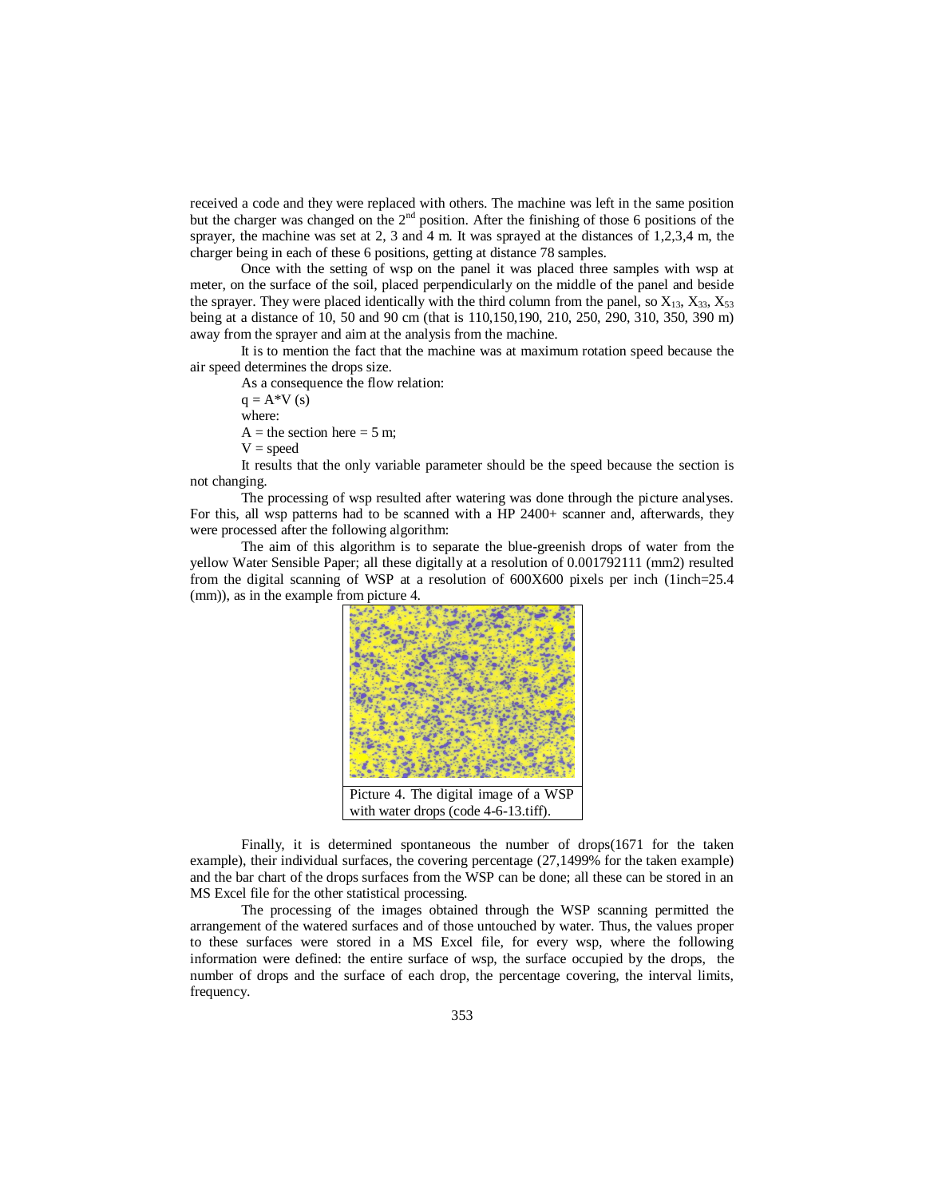received a code and they were replaced with others. The machine was left in the same position but the charger was changed on the 2nd position. After the finishing of those 6 positions of the sprayer, the machine was set at 2, 3 and 4 m. It was sprayed at the distances of 1,2,3,4 m, the charger being in each of these 6 positions, getting at distance 78 samples.

Once with the setting of wsp on the panel it was placed three samples with wsp at meter, on the surface of the soil, placed perpendicularly on the middle of the panel and beside the sprayer. They were placed identically with the third column from the panel, so $X_{13}$, $X_{33}$, $X_{53}$ being at a distance of 10, 50 and 90 cm (that is 110,150,190, 210, 250, 290, 310, 350, 390 m) away from the sprayer and aim at the analysis from the machine.

It is to mention the fact that the machine was at maximum rotation speed because the air speed determines the drops size.

As a consequence the flow relation:

$q = A*V$ (s)

where:

A = the section here = 5 m;

V = speed

It results that the only variable parameter should be the speed because the section is not changing.

The processing of wsp resulted after watering was done through the picture analyses. For this, all wsp patterns had to be scanned with a HP 2400+ scanner and, afterwards, they were processed after the following algorithm:

The aim of this algorithm is to separate the blue-greenish drops of water from the yellow Water Sensible Paper; all these digitally at a resolution of 0.001792111 (mm2) resulted from the digital scanning of WSP at a resolution of 600X600 pixels per inch (1inch=25.4 (mm)), as in the example from picture 4.

Picture 4. The digital image of a WSP with water drops (code 4-6-13.tiff).

Finally, it is determined spontaneous the number of drops(1671 for the taken example), their individual surfaces, the covering percentage (27,1499% for the taken example) and the bar chart of the drops surfaces from the WSP can be done; all these can be stored in an MS Excel file for the other statistical processing.

The processing of the images obtained through the WSP scanning permitted the arrangement of the watered surfaces and of those untouched by water. Thus, the values proper to these surfaces were stored in a MS Excel file, for every wsp, where the following information were defined: the entire surface of wsp, the surface occupied by the drops, the number of drops and the surface of each drop, the percentage covering, the interval limits, frequency.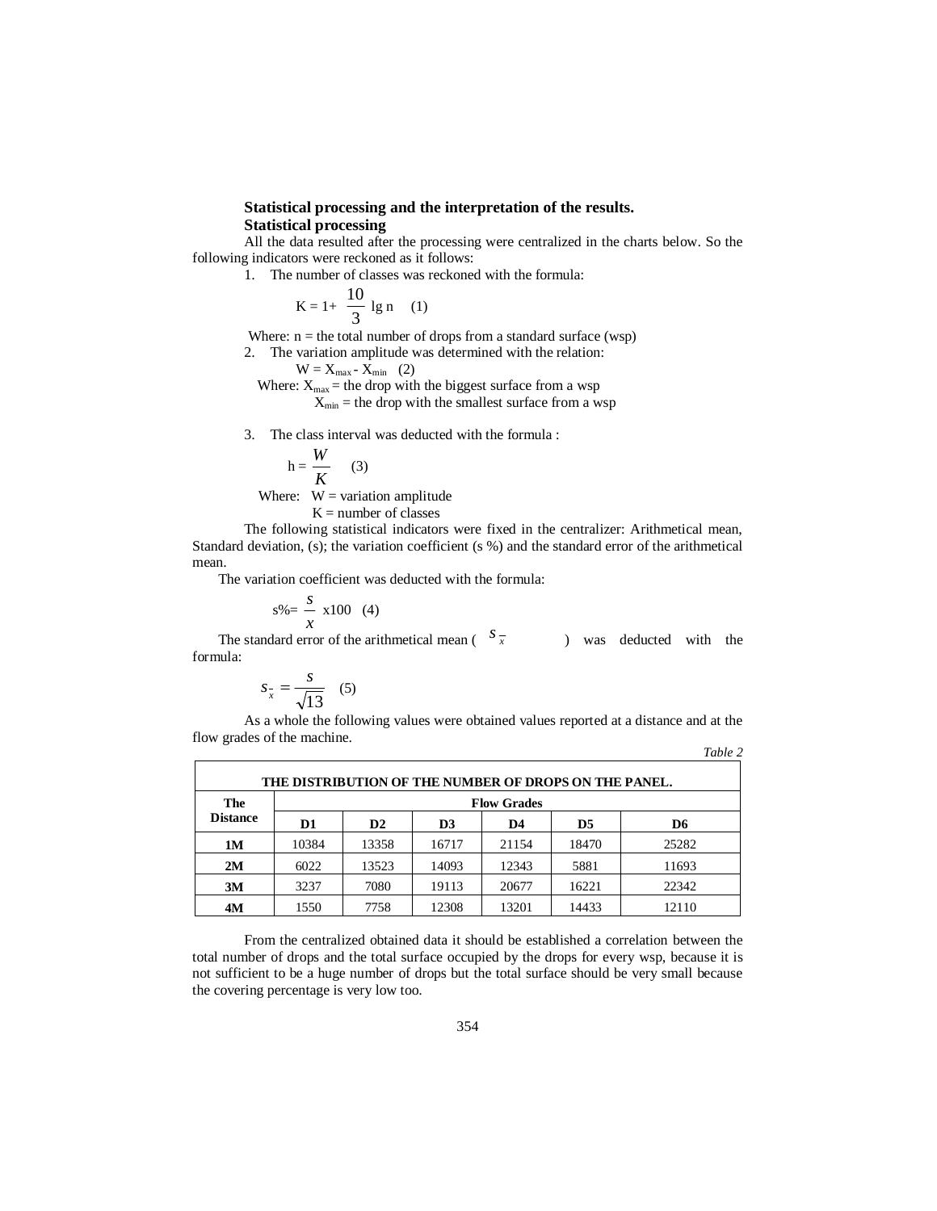**Statistical processing and the interpretation of the results.**

**Statistical processing**

All the data resulted after the processing were centralized in the charts below. So the following indicators were reckoned as it follows:

1. The number of classes was reckoned with the formula:

$$K = 1+ \frac{10}{3} \lg n \quad (1)$$

Where: n = the total number of drops from a standard surface (wsp)

2. The variation amplitude was determined with the relation:

$$W = X_{max} - X_{min} \quad (2)$$

Where: $X_{max}$ = the drop with the biggest surface from a wsp

$X_{min}$ = the drop with the smallest surface from a wsp

3. The class interval was deducted with the formula :

$$h = \frac{W}{K} \quad (3)$$

Where: W = variation amplitude

K = number of classes

The following statistical indicators were fixed in the centralizer: Arithmetical mean, Standard deviation, (s); the variation coefficient (s %) and the standard error of the arithmetical mean.

The variation coefficient was deducted with the formula:

$$s\% = \frac{s}{x} \times 100 \quad (4)$$

The standard error of the arithmetical mean ( $s_{\bar{x}}$ ) was deducted with the formula:

$$s_{\bar{x}} = \frac{s}{\sqrt{13}} \quad (5)$$

As a whole the following values were obtained values reported at a distance and at the flow grades of the machine.

*Table 2*

**THE DISTRIBUTION OF THE NUMBER OF DROPS ON THE PANEL.**

| The Distance | Flow Grades | | | | | |
|---|---|---|---|---|---|---|
| | D1 | D2 | D3 | D4 | D5 | D6 |
| 1M | 10384 | 13358 | 16717 | 21154 | 18470 | 25282 |
| 2M | 6022 | 13523 | 14093 | 12343 | 5881 | 11693 |
| 3M | 3237 | 7080 | 19113 | 20677 | 16221 | 22342 |
| 4M | 1550 | 7758 | 12308 | 13201 | 14433 | 12110 |

From the centralized obtained data it should be established a correlation between the total number of drops and the total surface occupied by the drops for every wsp, because it is not sufficient to be a huge number of drops but the total surface should be very small because the covering percentage is very low too.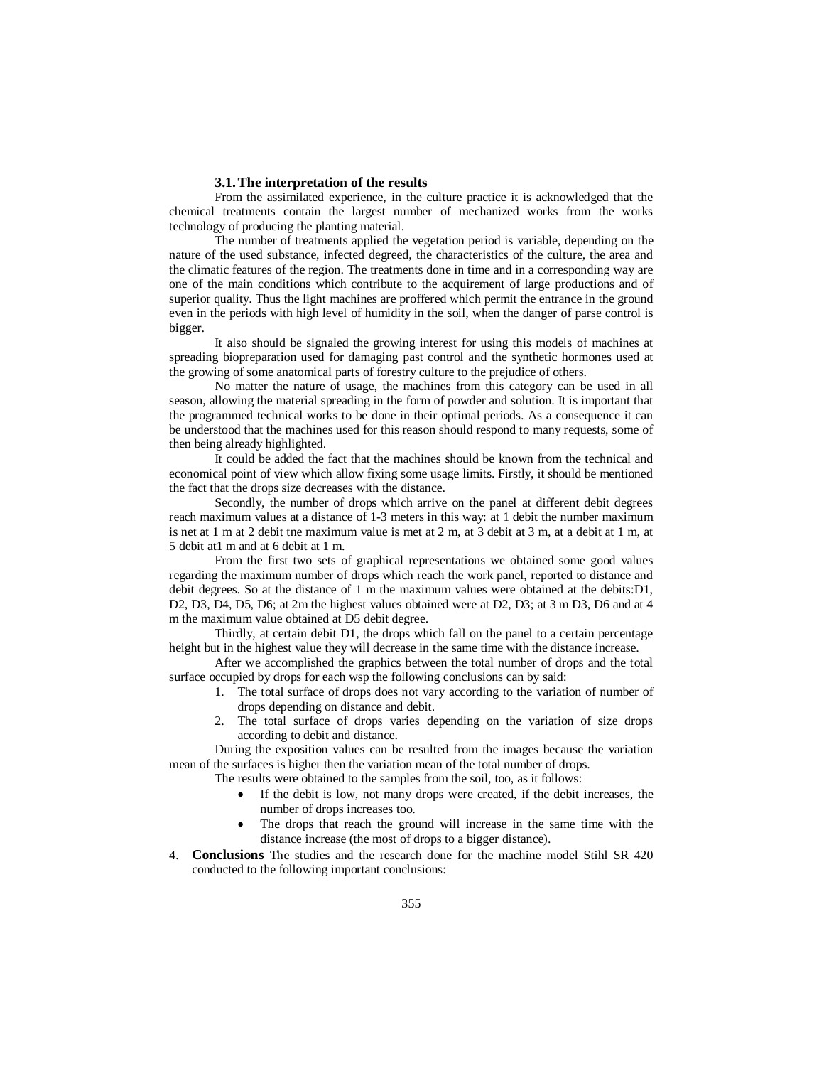### 3.1. The interpretation of the results

From the assimilated experience, in the culture practice it is acknowledged that the chemical treatments contain the largest number of mechanized works from the works technology of producing the planting material.

The number of treatments applied the vegetation period is variable, depending on the nature of the used substance, infected degreed, the characteristics of the culture, the area and the climatic features of the region. The treatments done in time and in a corresponding way are one of the main conditions which contribute to the acquirement of large productions and of superior quality. Thus the light machines are proffered which permit the entrance in the ground even in the periods with high level of humidity in the soil, when the danger of parse control is bigger.

It also should be signaled the growing interest for using this models of machines at spreading biopreparation used for damaging past control and the synthetic hormones used at the growing of some anatomical parts of forestry culture to the prejudice of others.

No matter the nature of usage, the machines from this category can be used in all season, allowing the material spreading in the form of powder and solution. It is important that the programmed technical works to be done in their optimal periods. As a consequence it can be understood that the machines used for this reason should respond to many requests, some of then being already highlighted.

It could be added the fact that the machines should be known from the technical and economical point of view which allow fixing some usage limits. Firstly, it should be mentioned the fact that the drops size decreases with the distance.

Secondly, the number of drops which arrive on the panel at different debit degrees reach maximum values at a distance of 1-3 meters in this way: at 1 debit the number maximum is net at 1 m at 2 debit tne maximum value is met at 2 m, at 3 debit at 3 m, at a debit at 1 m, at 5 debit at1 m and at 6 debit at 1 m.

From the first two sets of graphical representations we obtained some good values regarding the maximum number of drops which reach the work panel, reported to distance and debit degrees. So at the distance of 1 m the maximum values were obtained at the debits:D1, D2, D3, D4, D5, D6; at 2m the highest values obtained were at D2, D3; at 3 m D3, D6 and at 4 m the maximum value obtained at D5 debit degree.

Thirdly, at certain debit D1, the drops which fall on the panel to a certain percentage height but in the highest value they will decrease in the same time with the distance increase.

After we accomplished the graphics between the total number of drops and the total surface occupied by drops for each wsp the following conclusions can by said:

1. The total surface of drops does not vary according to the variation of number of drops depending on distance and debit.
2. The total surface of drops varies depending on the variation of size drops according to debit and distance.

During the exposition values can be resulted from the images because the variation mean of the surfaces is higher then the variation mean of the total number of drops.

The results were obtained to the samples from the soil, too, as it follows:

- If the debit is low, not many drops were created, if the debit increases, the number of drops increases too.
- The drops that reach the ground will increase in the same time with the distance increase (the most of drops to a bigger distance).

4. **Conclusions** The studies and the research done for the machine model Stihl SR 420 conducted to the following important conclusions: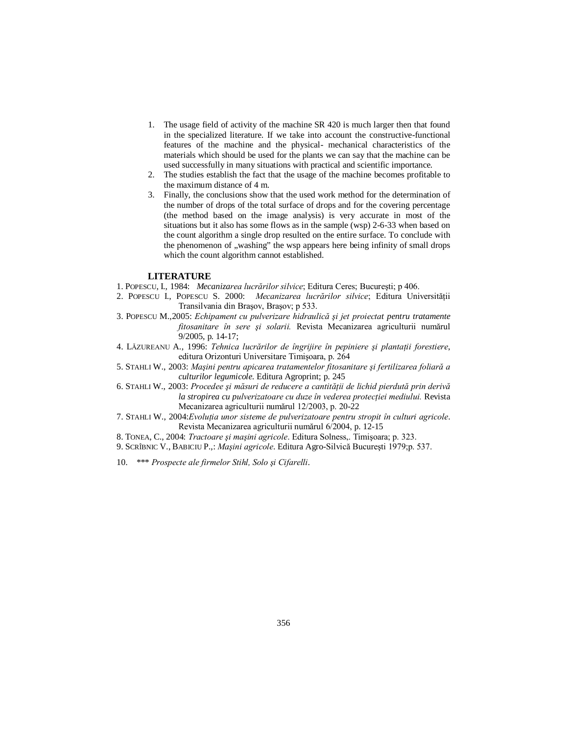1. The usage field of activity of the machine SR 420 is much larger then that found in the specialized literature. If we take into account the constructive-functional features of the machine and the physical- mechanical characteristics of the materials which should be used for the plants we can say that the machine can be used successfully in many situations with practical and scientific importance.
2. The studies establish the fact that the usage of the machine becomes profitable to the maximum distance of 4 m.
3. Finally, the conclusions show that the used work method for the determination of the number of drops of the total surface of drops and for the covering percentage (the method based on the image analysis) is very accurate in most of the situations but it also has some flows as in the sample (wsp) 2-6-33 when based on the count algorithm a single drop resulted on the entire surface. To conclude with the phenomenon of „washing" the wsp appears here being infinity of small drops which the count algorithm cannot established.

**LITERATURE**

1. POPESCU, I., 1984: *Mecanizarea lucrărilor silvice*; Editura Ceres; Bucureşti; p 406.
2. POPESCU I., POPESCU S. 2000: *Mecanizarea lucrărilor silvice*; Editura Universității Transilvania din Braşov, Braşov; p 533.
3. POPESCU M.,2005: *Echipament cu pulverizare hidraulică şi jet proiectat pentru tratamente fitosanitare în sere şi solarii.* Revista Mecanizarea agriculturii numărul 9/2005, p. 14-17;
4. LĂZUREANU A., 1996: *Tehnica lucrărilor de îngrijire în pepiniere şi plantații forestiere*, editura Orizonturi Universitare Timişoara, p. 264
5. STAHLI W., 2003: *Maşini pentru apicarea tratamentelor fitosanitare şi fertilizarea foliară a culturilor legumicole*. Editura Agroprint; p. 245
6. STAHLI W., 2003: *Procedee şi măsuri de reducere a cantității de lichid pierdută prin derivă la stropirea cu pulverizatoare cu duze în vederea protecției mediului.* Revista Mecanizarea agriculturii numărul 12/2003, p. 20-22
7. STAHLI W., 2004:*Evoluția unor sisteme de pulverizatoare pentru stropit în culturi agricole*. Revista Mecanizarea agriculturii numărul 6/2004, p. 12-15
8. TONEA, C., 2004: *Tractoare şi maşini agricole*. Editura Solness,. Timişoara; p. 323.
9. SCRÎBNIC V., BABICIU P.,: *Maşini agricole*. Editura Agro-Silvică Bucureşti 1979;p. 537.
10. \*\*\* *Prospecte ale firmelor Stihl, Solo şi Cifarelli*.